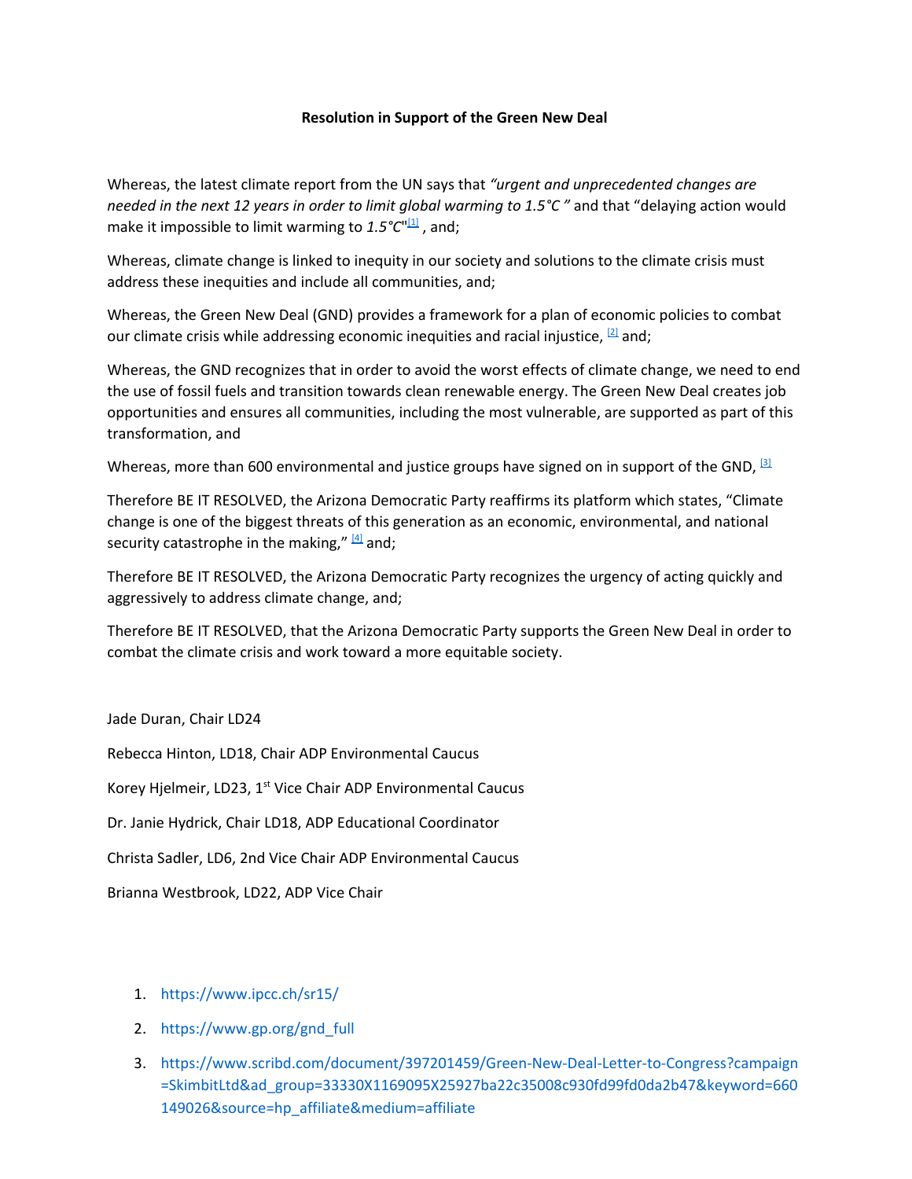**Resolution in Support of the Green New Deal**

Whereas, the latest climate report from the UN says that *"urgent and unprecedented changes are needed in the next 12 years in order to limit global warming to 1.5°C "* and that "delaying action would make it impossible to limit warming to *1.5°C*"[1] , and;

Whereas, climate change is linked to inequity in our society and solutions to the climate crisis must address these inequities and include all communities, and;

Whereas, the Green New Deal (GND) provides a framework for a plan of economic policies to combat our climate crisis while addressing economic inequities and racial injustice, [2] and;

Whereas, the GND recognizes that in order to avoid the worst effects of climate change, we need to end the use of fossil fuels and transition towards clean renewable energy. The Green New Deal creates job opportunities and ensures all communities, including the most vulnerable, are supported as part of this transformation, and

Whereas, more than 600 environmental and justice groups have signed on in support of the GND, [3]

Therefore BE IT RESOLVED, the Arizona Democratic Party reaffirms its platform which states, "Climate change is one of the biggest threats of this generation as an economic, environmental, and national security catastrophe in the making," [4] and;

Therefore BE IT RESOLVED, the Arizona Democratic Party recognizes the urgency of acting quickly and aggressively to address climate change, and;

Therefore BE IT RESOLVED, that the Arizona Democratic Party supports the Green New Deal in order to combat the climate crisis and work toward a more equitable society.

Jade Duran, Chair LD24

Rebecca Hinton, LD18, Chair ADP Environmental Caucus

Korey Hjelmeir, LD23, 1st Vice Chair ADP Environmental Caucus

Dr. Janie Hydrick, Chair LD18, ADP Educational Coordinator

Christa Sadler, LD6, 2nd Vice Chair ADP Environmental Caucus

Brianna Westbrook, LD22, ADP Vice Chair

1. https://www.ipcc.ch/sr15/
2. https://www.gp.org/gnd_full
3. https://www.scribd.com/document/397201459/Green-New-Deal-Letter-to-Congress?campaign=SkimbitLtd&ad_group=33330X1169095X25927ba22c35008c930fd99fd0da2b47&keyword=660149026&source=hp_affiliate&medium=affiliate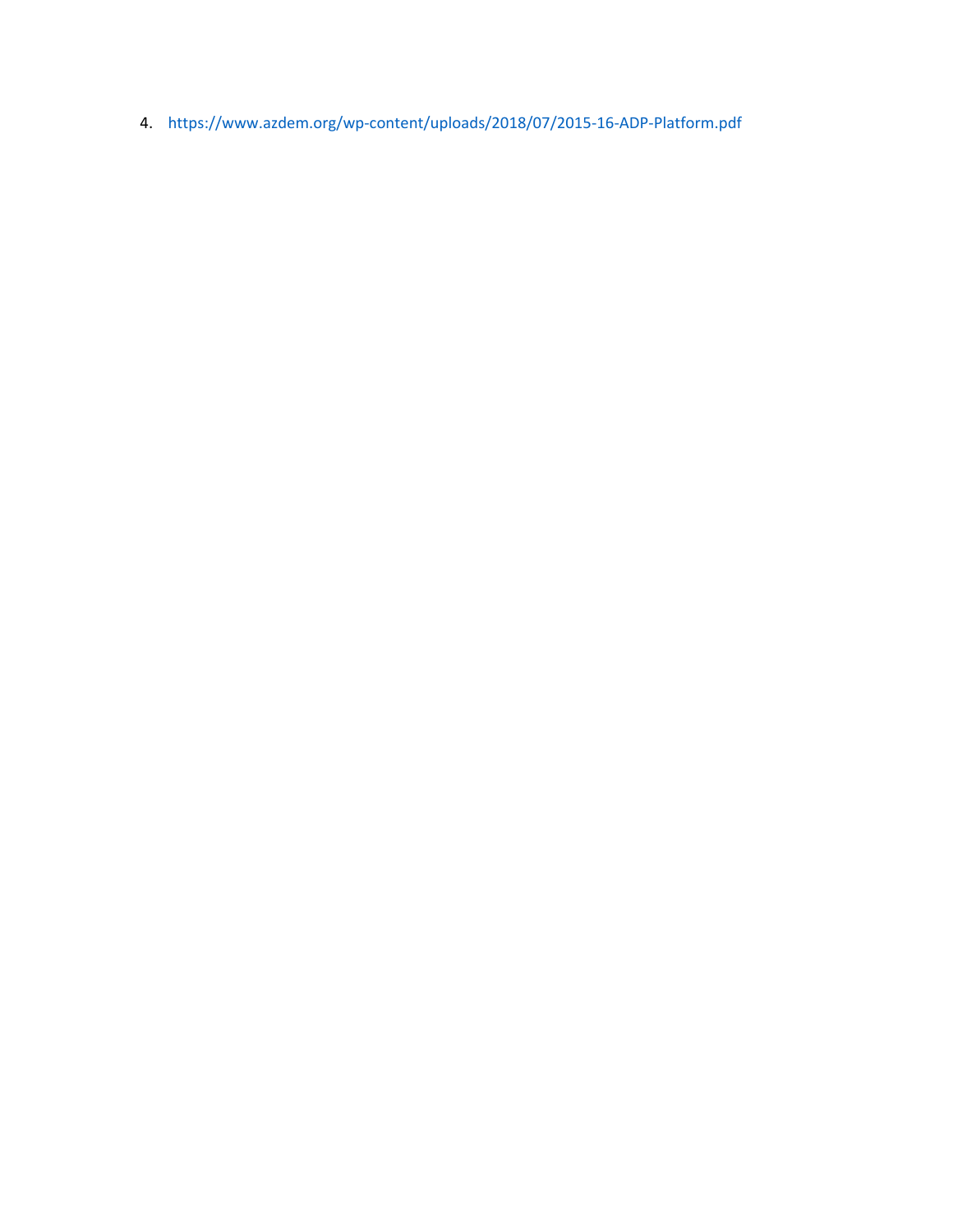4. https://www.azdem.org/wp-content/uploads/2018/07/2015-16-ADP-Platform.pdf